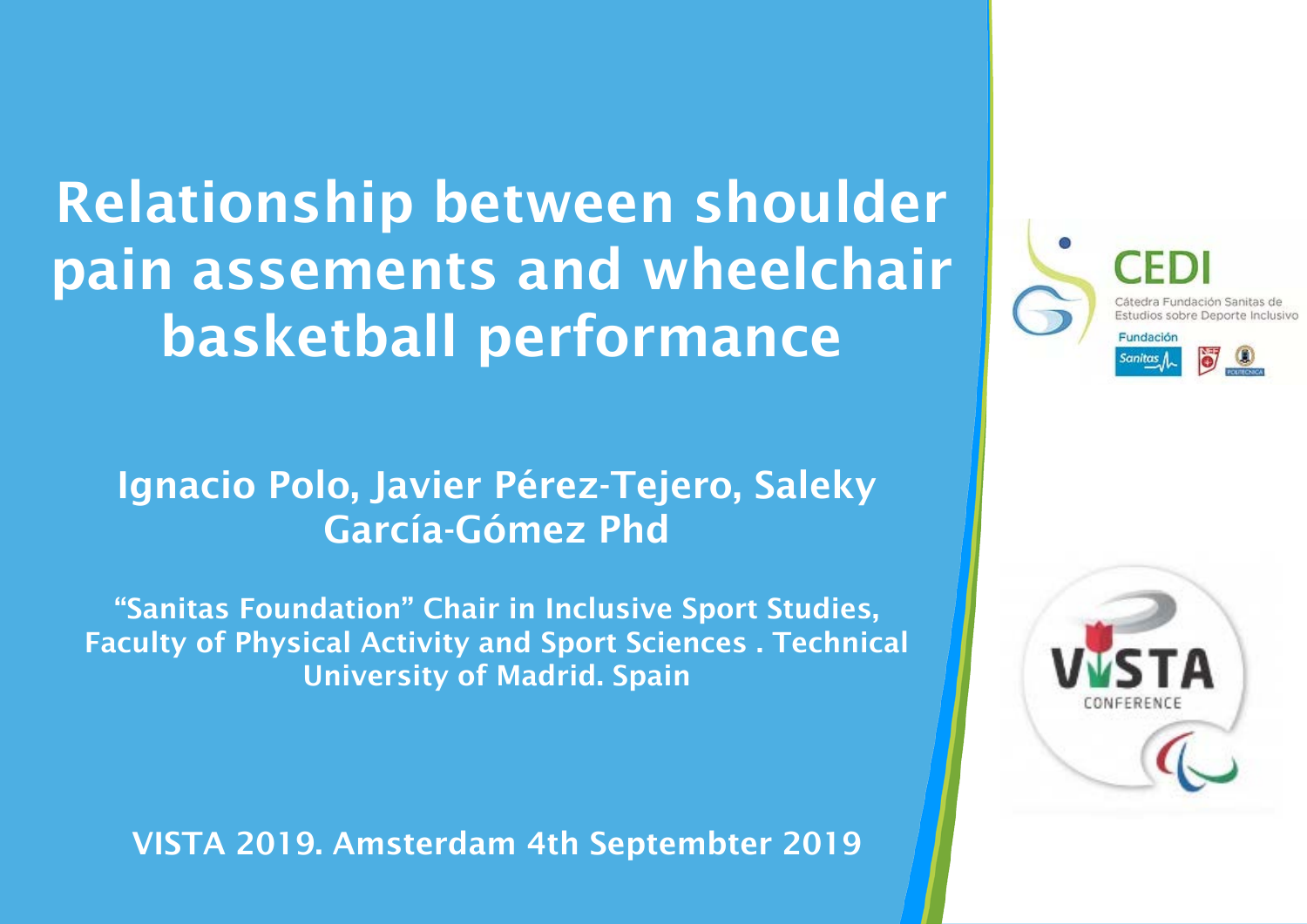# Relationship between shoulder pain assements and wheelchair basketball performance

**Ignacio Polo, Javier Pérez-Tejero, Saleky García-Gómez Phd**

**"Sanitas Foundation" Chair in Inclusive Sport Studies, Faculty of Physical Activity and Sport Sciences . Technical University of Madrid. Spain**

**VISTA 2019. Amsterdam 4th Septembter 2019**

CEDI

Cátedra Fundación Sanitas de Estudios sobre Deporte Inclusivo

Fundación Sanitas

VISTA CONFERENCE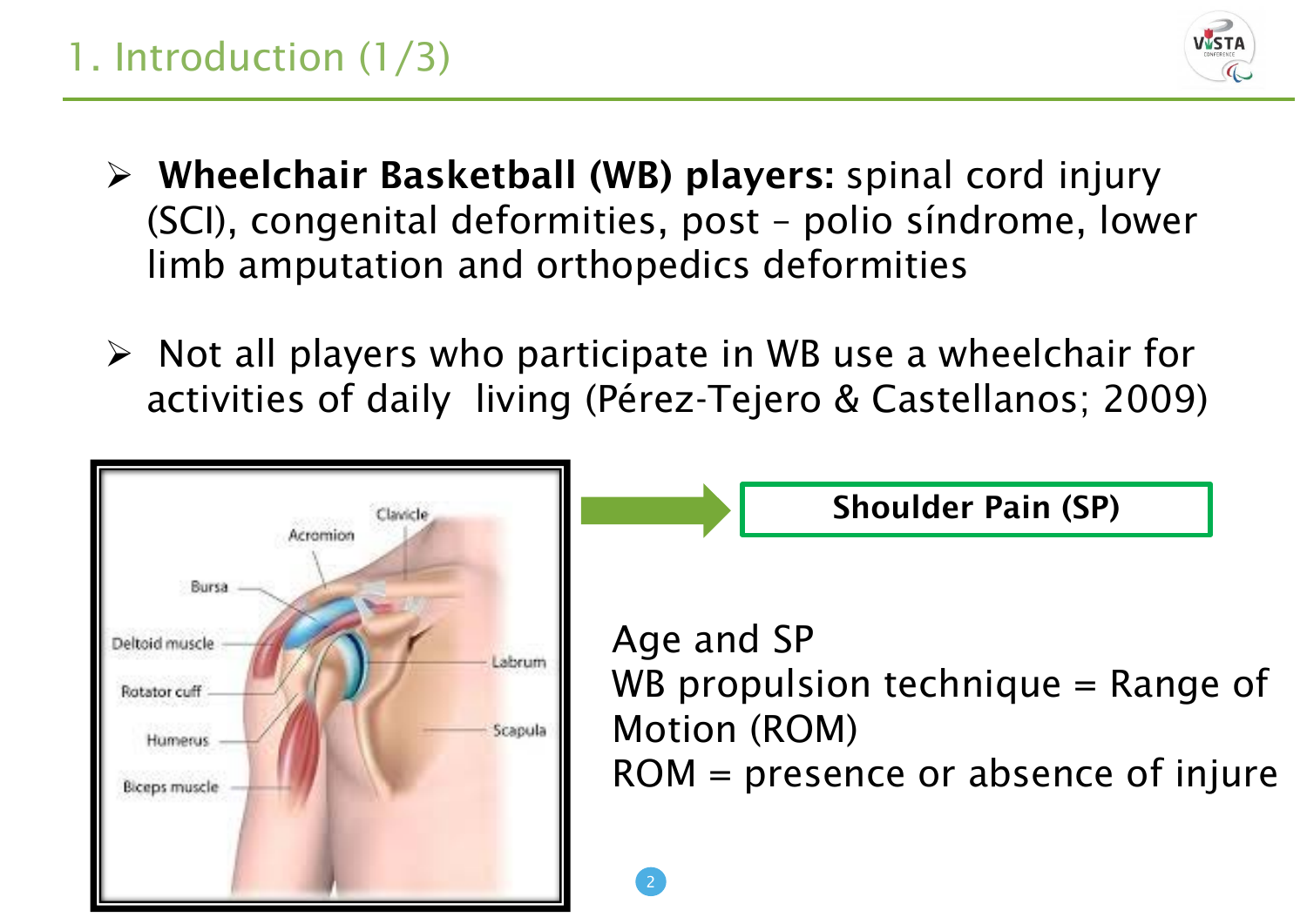# 1. Introduction (1/3)

- **Wheelchair Basketball (WB) players:** spinal cord injury (SCI), congenital deformities, post – polio síndrome, lower limb amputation and orthopedics deformities

- Not all players who participate in WB use a wheelchair for activities of daily living (Pérez-Tejero & Castellanos; 2009)

**Shoulder Pain (SP)**

Age and SP
WB propulsion technique = Range of Motion (ROM)
ROM = presence or absence of injure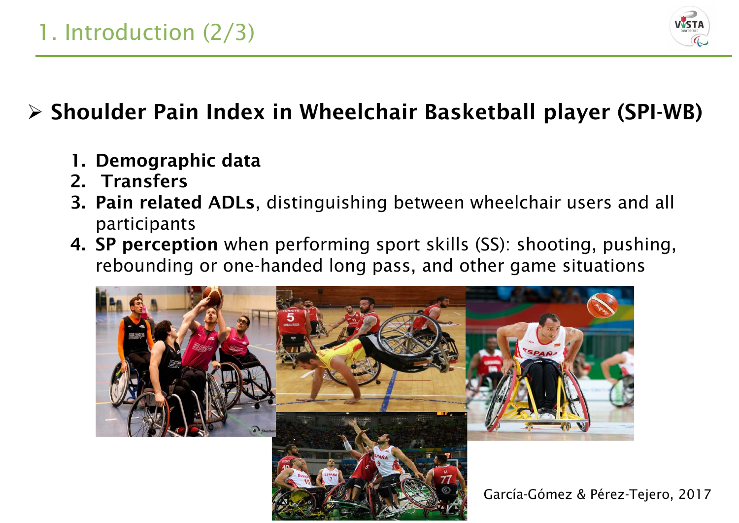# 1. Introduction (2/3)

## Shoulder Pain Index in Wheelchair Basketball player (SPI-WB)

1. **Demographic data**
2. **Transfers**
3. **Pain related ADLs**, distinguishing between wheelchair users and all participants
4. **SP perception** when performing sport skills (SS): shooting, pushing, rebounding or one-handed long pass, and other game situations

García-Gómez & Pérez-Tejero, 2017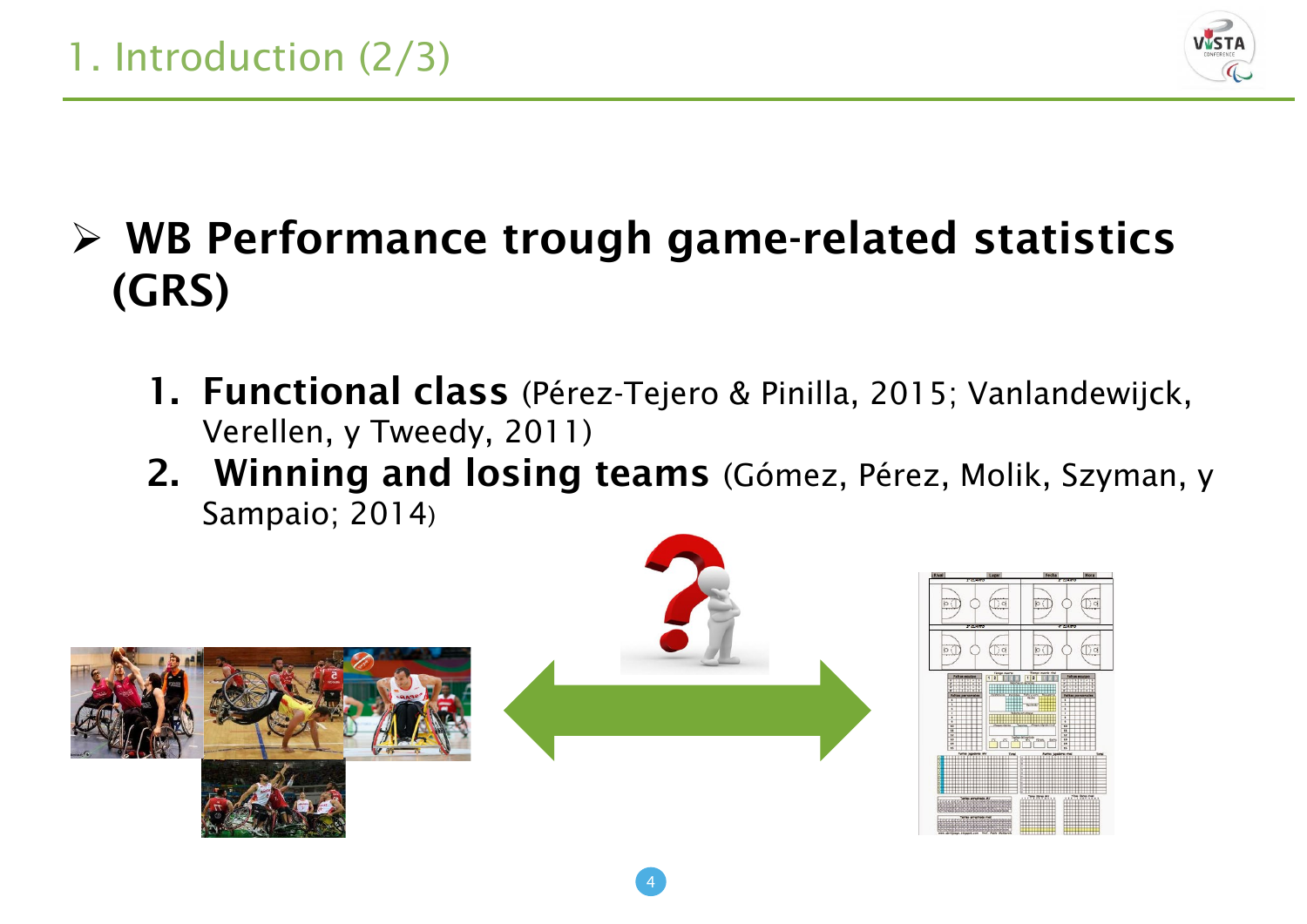# 1. Introduction (2/3)

- **WB Performance trough game-related statistics (GRS)**

  1. **Functional class** (Pérez-Tejero & Pinilla, 2015; Vanlandewijck, Verellen, y Tweedy, 2011)
  2. **Winning and losing teams** (Gómez, Pérez, Molik, Szyman, y Sampaio; 2014)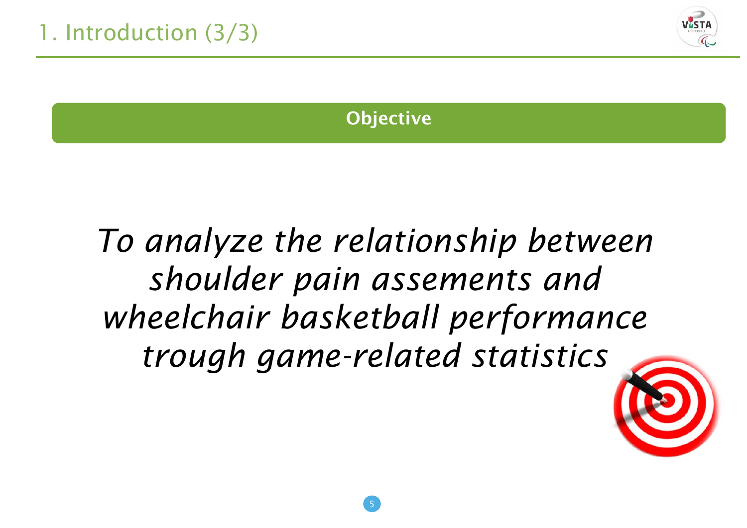# 1. Introduction (3/3)

**Objective**

*To analyze the relationship between shoulder pain assements and wheelchair basketball performance trough game-related statistics*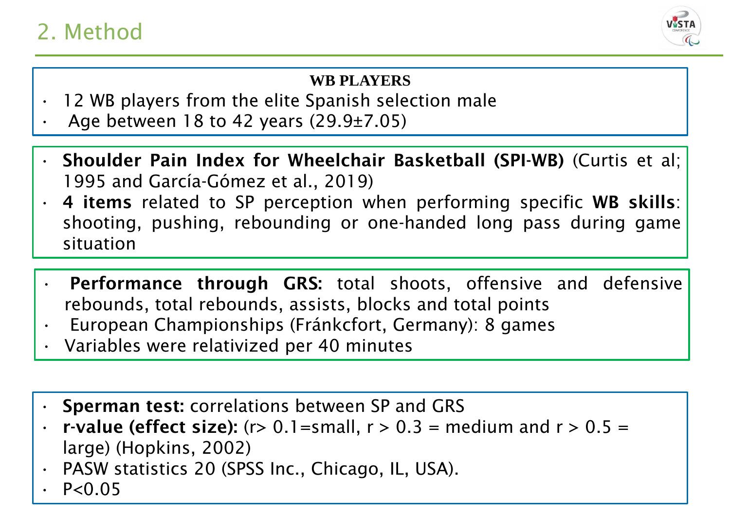## 2. Method

**WB PLAYERS**

- 12 WB players from the elite Spanish selection male
- Age between 18 to 42 years (29.9±7.05)

---

- **Shoulder Pain Index for Wheelchair Basketball (SPI-WB)** (Curtis et al; 1995 and García-Gómez et al., 2019)
- **4 items** related to SP perception when performing specific **WB skills**: shooting, pushing, rebounding or one-handed long pass during game situation

---

- **Performance through GRS:** total shoots, offensive and defensive rebounds, total rebounds, assists, blocks and total points
- European Championships (Fránkcfort, Germany): 8 games
- Variables were relativized per 40 minutes

---

- **Sperman test:** correlations between SP and GRS
- **r-value (effect size):** ($r > 0.1$=small, $r > 0.3$ = medium and $r > 0.5$ = large) (Hopkins, 2002)
- PASW statistics 20 (SPSS Inc., Chicago, IL, USA).
- $P<0.05$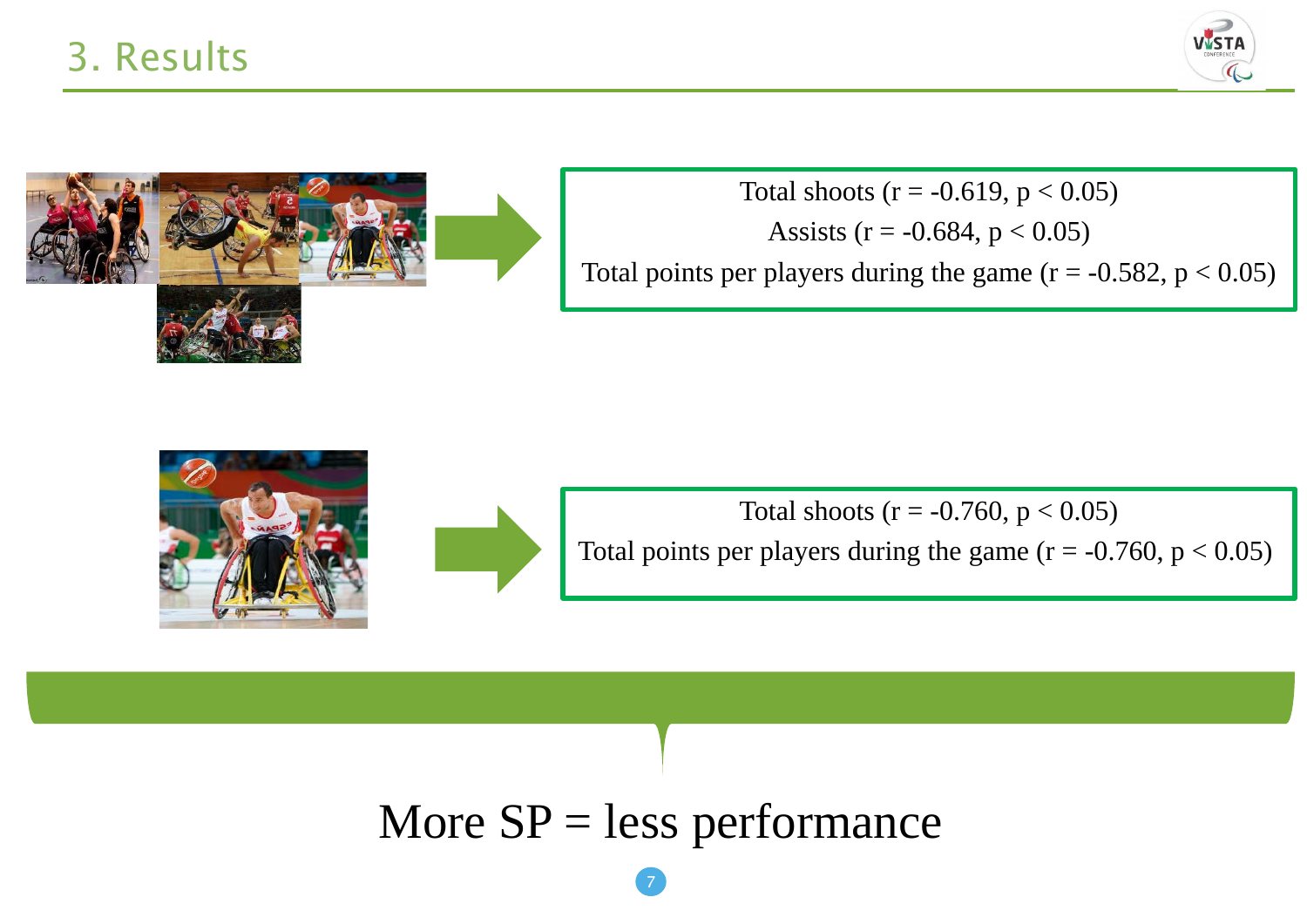## 3. Results

Total shoots ($r = -0.619$, $p < 0.05$)

Assists ($r = -0.684$, $p < 0.05$)

Total points per players during the game ($r = -0.582$, $p < 0.05$)

Total shoots ($r = -0.760$, $p < 0.05$)

Total points per players during the game ($r = -0.760$, $p < 0.05$)

More SP = less performance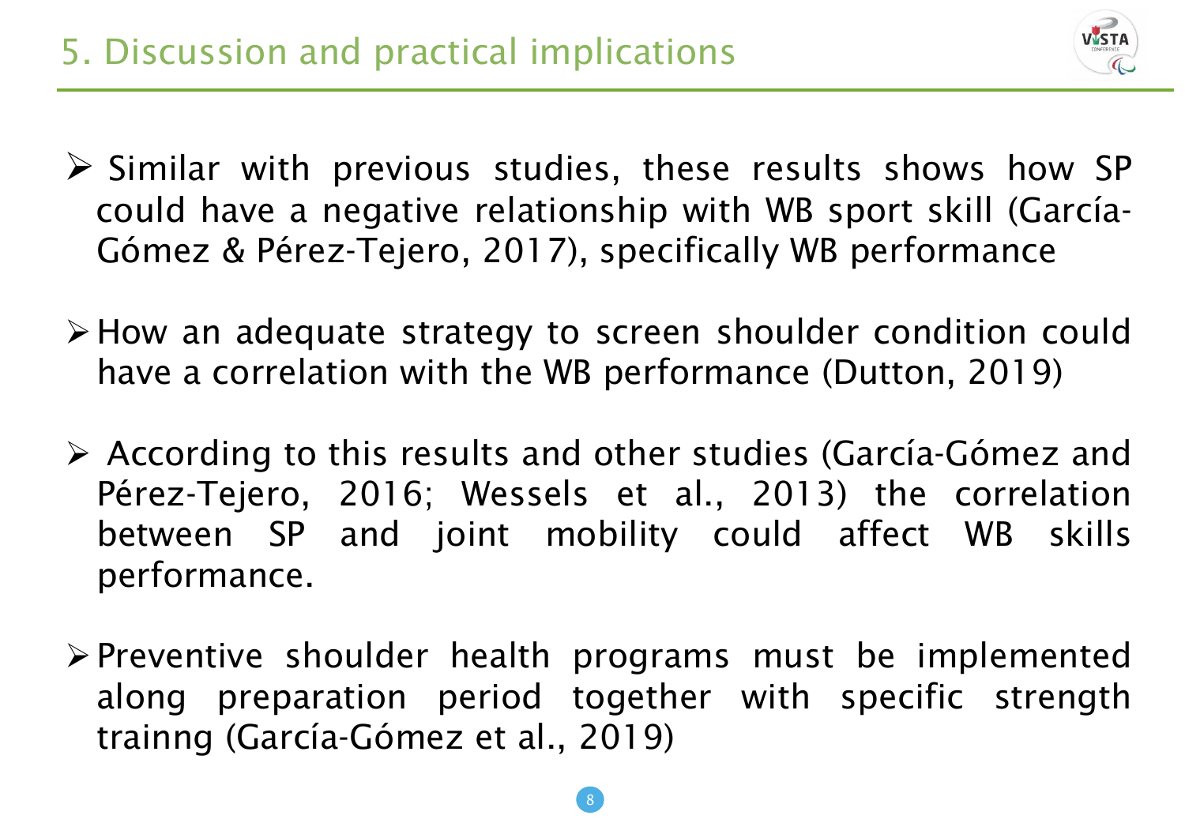## 5. Discussion and practical implications

- Similar with previous studies, these results shows how SP could have a negative relationship with WB sport skill (García-Gómez & Pérez-Tejero, 2017), specifically WB performance

- How an adequate strategy to screen shoulder condition could have a correlation with the WB performance (Dutton, 2019)

- According to this results and other studies (García-Gómez and Pérez-Tejero, 2016; Wessels et al., 2013) the correlation between SP and joint mobility could affect WB skills performance.

- Preventive shoulder health programs must be implemented along preparation period together with specific strength trainng (García-Gómez et al., 2019)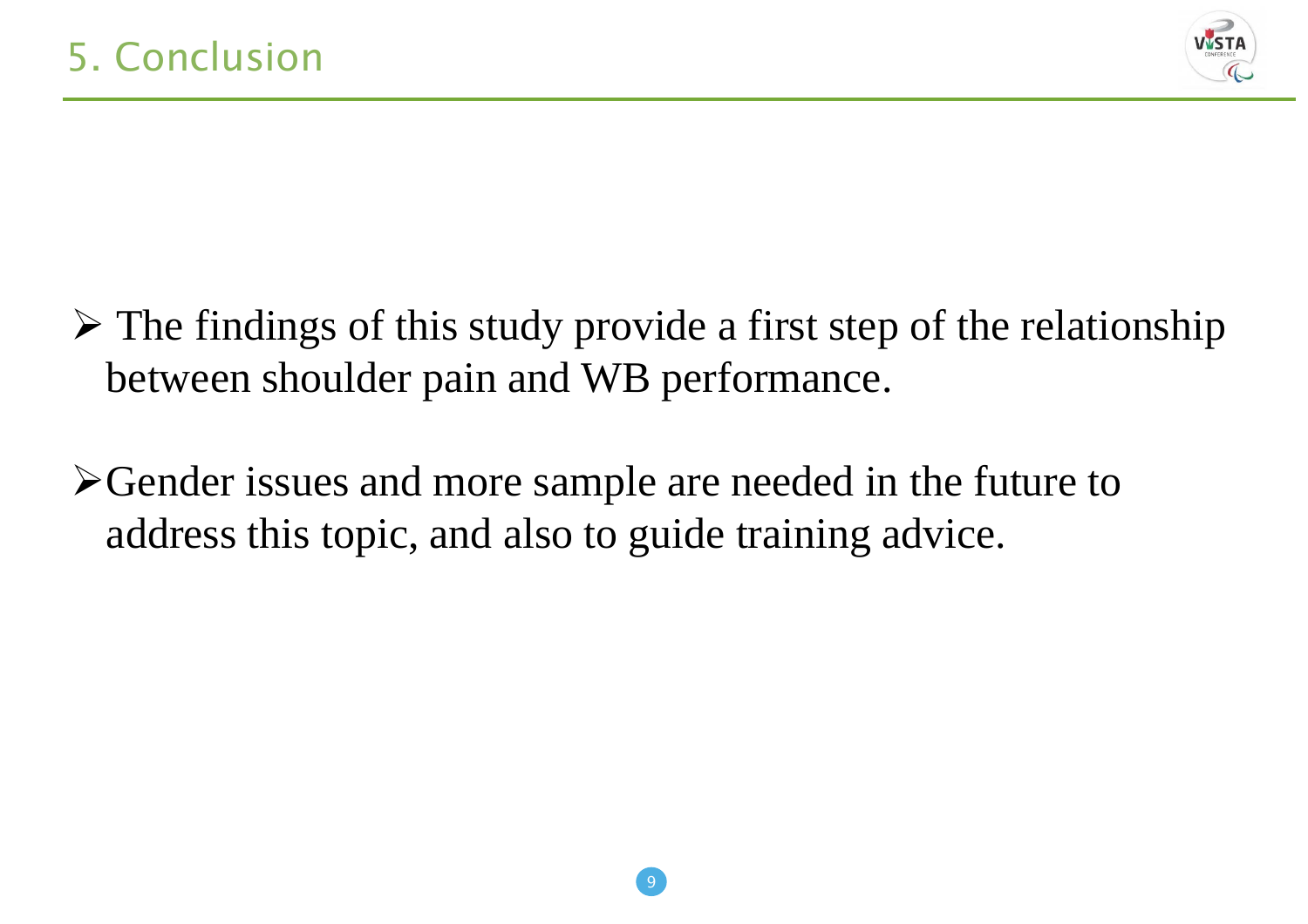# 5. Conclusion

- The findings of this study provide a first step of the relationship between shoulder pain and WB performance.
- Gender issues and more sample are needed in the future to address this topic, and also to guide training advice.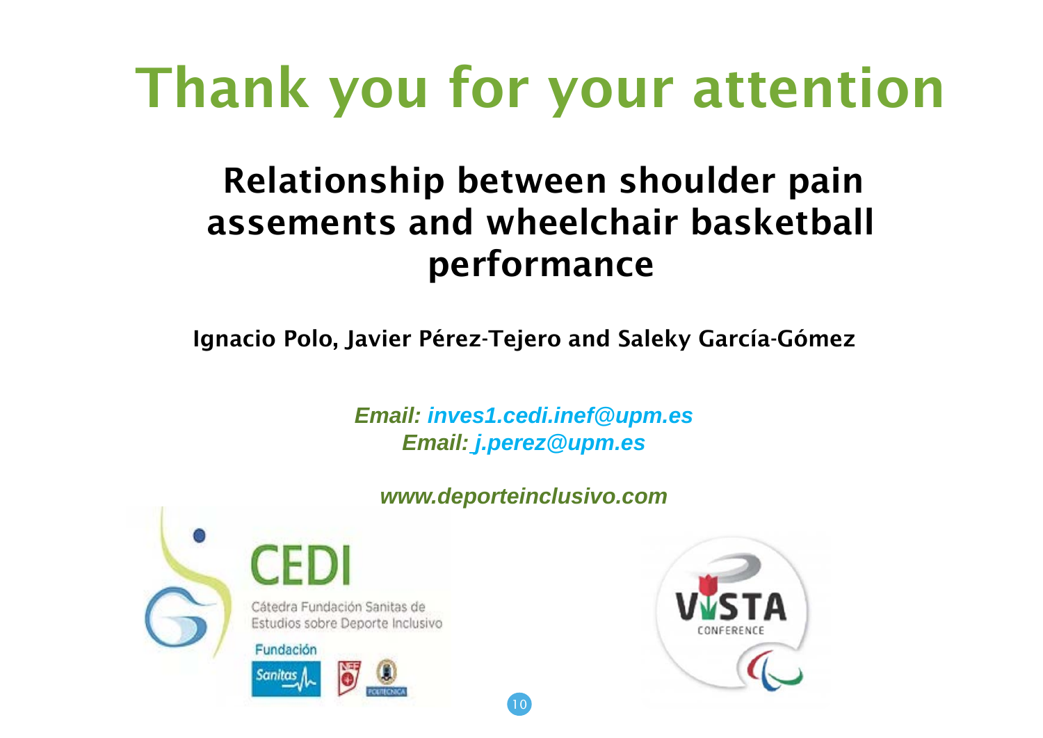# Thank you for your attention

## Relationship between shoulder pain assements and wheelchair basketball performance

**Ignacio Polo, Javier Pérez-Tejero and Saleky García-Gómez**

***Email: inves1.cedi.inef@upm.es***
***Email: j.perez@upm.es***

***www.deporteinclusivo.com***

CEDI

Cátedra Fundación Sanitas de Estudios sobre Deporte Inclusivo

Fundación Sanitas

VISTA CONFERENCE